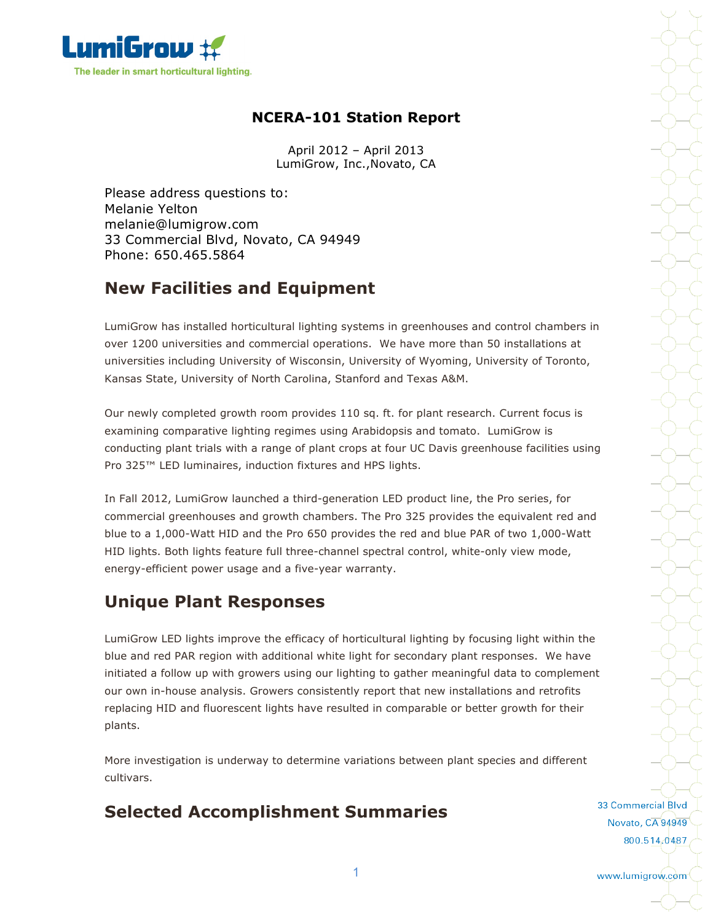LumiGrow

The leader in smart horticultural lighting.

# NCERA-101 Station Report

April 2012 – April 2013
LumiGrow, Inc.,Novato, CA

Please address questions to:
Melanie Yelton
melanie@lumigrow.com
33 Commercial Blvd, Novato, CA 94949
Phone: 650.465.5864

## New Facilities and Equipment

LumiGrow has installed horticultural lighting systems in greenhouses and control chambers in over 1200 universities and commercial operations. We have more than 50 installations at universities including University of Wisconsin, University of Wyoming, University of Toronto, Kansas State, University of North Carolina, Stanford and Texas A&M.

Our newly completed growth room provides 110 sq. ft. for plant research. Current focus is examining comparative lighting regimes using Arabidopsis and tomato. LumiGrow is conducting plant trials with a range of plant crops at four UC Davis greenhouse facilities using Pro 325™ LED luminaires, induction fixtures and HPS lights.

In Fall 2012, LumiGrow launched a third-generation LED product line, the Pro series, for commercial greenhouses and growth chambers. The Pro 325 provides the equivalent red and blue to a 1,000-Watt HID and the Pro 650 provides the red and blue PAR of two 1,000-Watt HID lights. Both lights feature full three-channel spectral control, white-only view mode, energy-efficient power usage and a five-year warranty.

## Unique Plant Responses

LumiGrow LED lights improve the efficacy of horticultural lighting by focusing light within the blue and red PAR region with additional white light for secondary plant responses. We have initiated a follow up with growers using our lighting to gather meaningful data to complement our own in-house analysis. Growers consistently report that new installations and retrofits replacing HID and fluorescent lights have resulted in comparable or better growth for their plants.

More investigation is underway to determine variations between plant species and different cultivars.

## Selected Accomplishment Summaries

33 Commercial Blvd
Novato, CA 94949
800.514.0487

www.lumigrow.com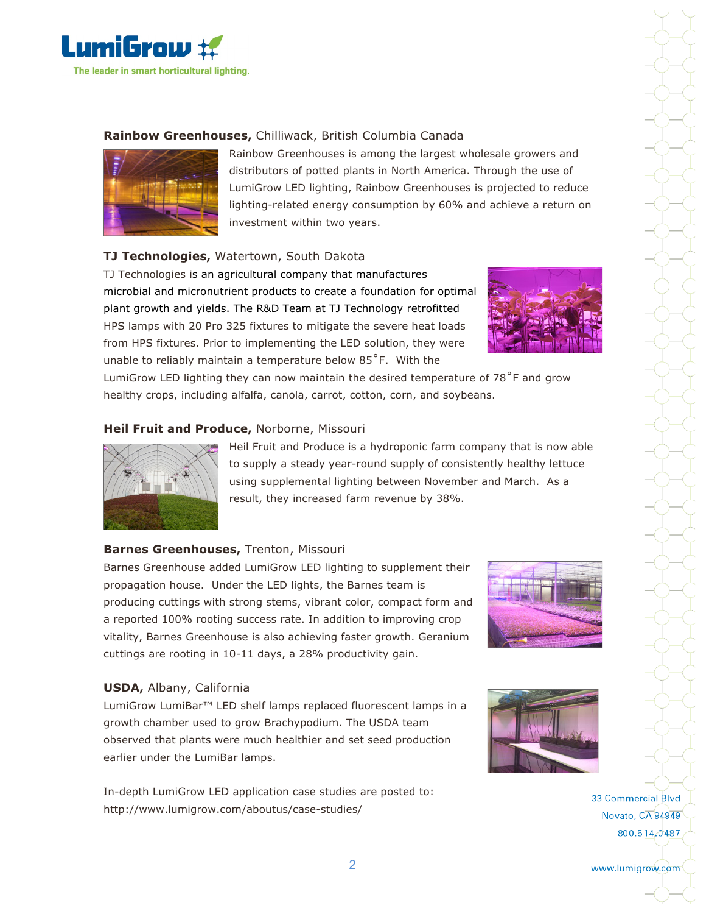**Rainbow Greenhouses,** Chilliwack, British Columbia Canada

Rainbow Greenhouses is among the largest wholesale growers and distributors of potted plants in North America. Through the use of LumiGrow LED lighting, Rainbow Greenhouses is projected to reduce lighting-related energy consumption by 60% and achieve a return on investment within two years.

**TJ Technologies,** Watertown, South Dakota

TJ Technologies is an agricultural company that manufactures microbial and micronutrient products to create a foundation for optimal plant growth and yields. The R&D Team at TJ Technology retrofitted HPS lamps with 20 Pro 325 fixtures to mitigate the severe heat loads from HPS fixtures. Prior to implementing the LED solution, they were unable to reliably maintain a temperature below 85˚F. With the LumiGrow LED lighting they can now maintain the desired temperature of 78˚F and grow healthy crops, including alfalfa, canola, carrot, cotton, corn, and soybeans.

**Heil Fruit and Produce,** Norborne, Missouri

Heil Fruit and Produce is a hydroponic farm company that is now able to supply a steady year-round supply of consistently healthy lettuce using supplemental lighting between November and March. As a result, they increased farm revenue by 38%.

**Barnes Greenhouses,** Trenton, Missouri

Barnes Greenhouse added LumiGrow LED lighting to supplement their propagation house. Under the LED lights, the Barnes team is producing cuttings with strong stems, vibrant color, compact form and a reported 100% rooting success rate. In addition to improving crop vitality, Barnes Greenhouse is also achieving faster growth. Geranium cuttings are rooting in 10-11 days, a 28% productivity gain.

**USDA,** Albany, California

LumiGrow LumiBar™ LED shelf lamps replaced fluorescent lamps in a growth chamber used to grow Brachypodium. The USDA team observed that plants were much healthier and set seed production earlier under the LumiBar lamps.

In-depth LumiGrow LED application case studies are posted to: http://www.lumigrow.com/aboutus/case-studies/

33 Commercial Blvd
Novato, CA 94949
800.514.0487

www.lumigrow.com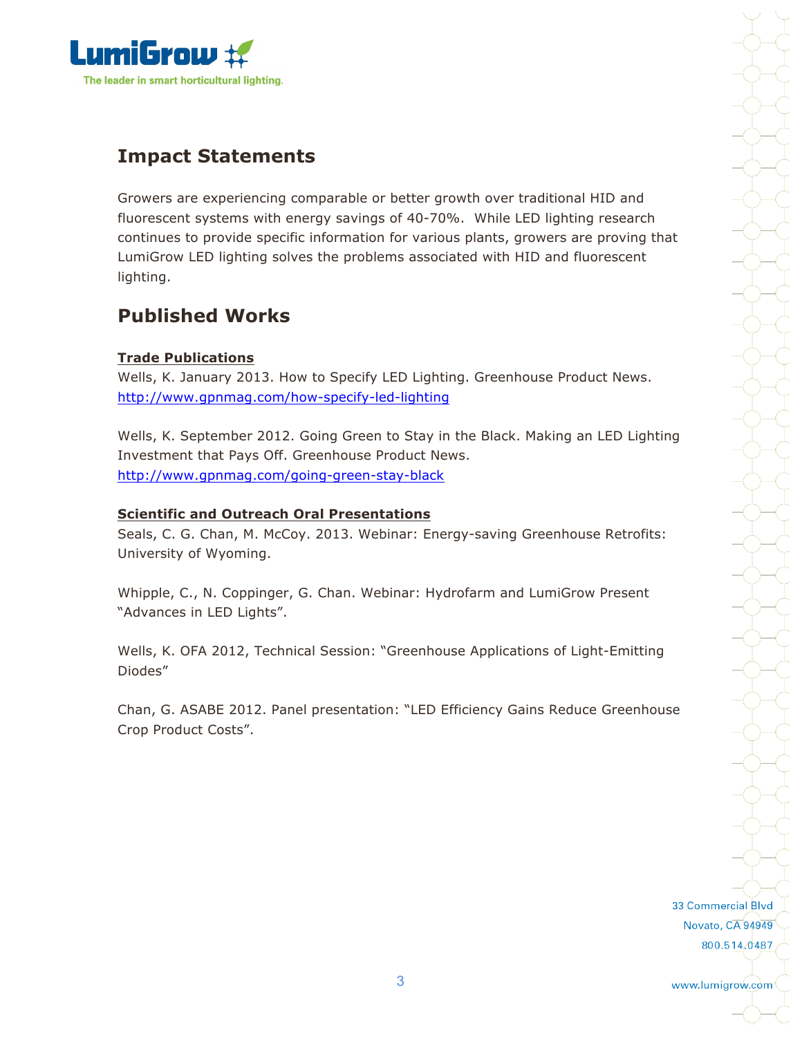## Impact Statements

Growers are experiencing comparable or better growth over traditional HID and fluorescent systems with energy savings of 40-70%. While LED lighting research continues to provide specific information for various plants, growers are proving that LumiGrow LED lighting solves the problems associated with HID and fluorescent lighting.

## Published Works

**Trade Publications**

Wells, K. January 2013. How to Specify LED Lighting. Greenhouse Product News. http://www.gpnmag.com/how-specify-led-lighting

Wells, K. September 2012. Going Green to Stay in the Black. Making an LED Lighting Investment that Pays Off. Greenhouse Product News. http://www.gpnmag.com/going-green-stay-black

**Scientific and Outreach Oral Presentations**

Seals, C. G. Chan, M. McCoy. 2013. Webinar: Energy-saving Greenhouse Retrofits: University of Wyoming.

Whipple, C., N. Coppinger, G. Chan. Webinar: Hydrofarm and LumiGrow Present "Advances in LED Lights".

Wells, K. OFA 2012, Technical Session: "Greenhouse Applications of Light-Emitting Diodes"

Chan, G. ASABE 2012. Panel presentation: "LED Efficiency Gains Reduce Greenhouse Crop Product Costs".